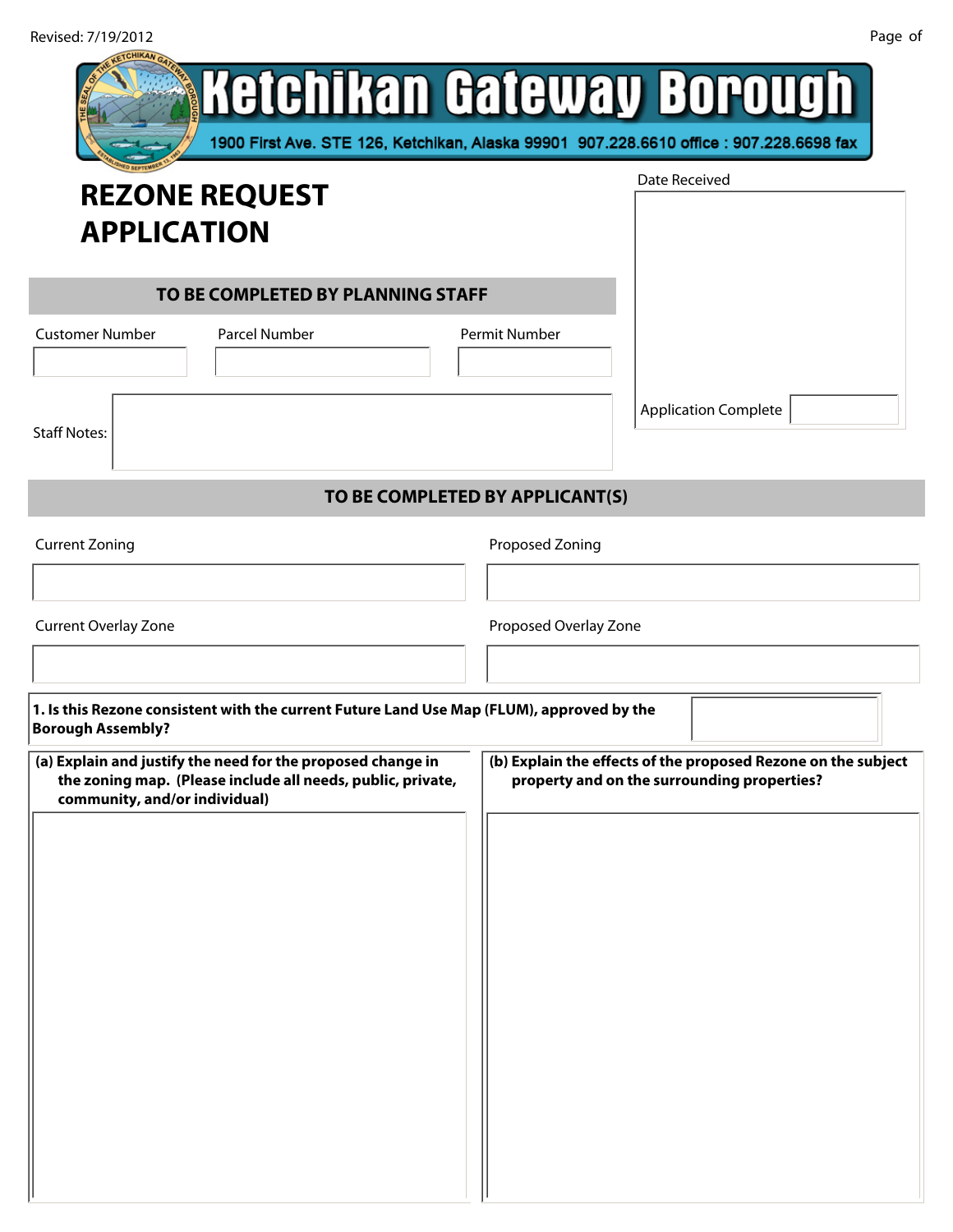# Ketchikan Gateway Borough

1900 First Ave. STE 126, Ketchikan, Alaska 99901 907.228.6610 office : 907.228.6698 fax

## REZONE REQUEST APPLICATION

Date Received

### TO BE COMPLETED BY PLANNING STAFF

| Customer Number | Parcel Number | Permit Number |
|---|---|---|
| | | |

Staff Notes:

Application Complete

### TO BE COMPLETED BY APPLICANT(S)

| Current Zoning | Proposed Zoning |
|---|---|
| | |

| Current Overlay Zone | Proposed Overlay Zone |
|---|---|
| | |

**1. Is this Rezone consistent with the current Future Land Use Map (FLUM), approved by the Borough Assembly?**

**(a) Explain and justify the need for the proposed change in the zoning map. (Please include all needs, public, private, community, and/or individual)**

**(b) Explain the effects of the proposed Rezone on the subject property and on the surrounding properties?**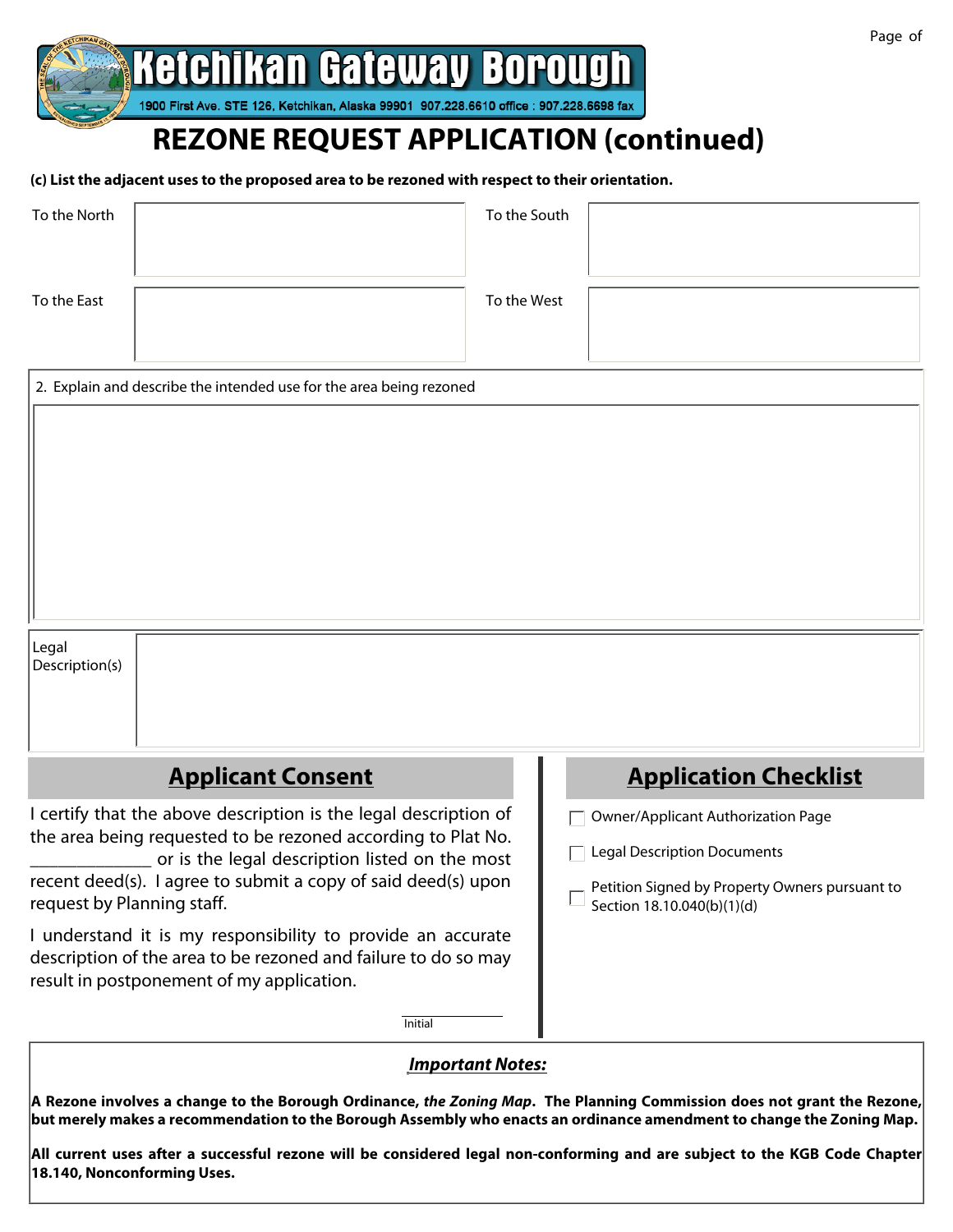**Ketchikan Gateway Borough**

1900 First Ave. STE 126, Ketchikan, Alaska 99901 907.228.6610 office : 907.228.6698 fax

# REZONE REQUEST APPLICATION (continued)

**(c) List the adjacent uses to the proposed area to be rezoned with respect to their orientation.**

| | | | |
|---|---|---|---|
| To the North | | To the South | |
| To the East | | To the West | |

2. Explain and describe the intended use for the area being rezoned

Legal Description(s)

## Applicant Consent

I certify that the above description is the legal description of the area being requested to be rezoned according to Plat No. _____________ or is the legal description listed on the most recent deed(s). I agree to submit a copy of said deed(s) upon request by Planning staff.

I understand it is my responsibility to provide an accurate description of the area to be rezoned and failure to do so may result in postponement of my application.

_____________
Initial

## Application Checklist

- ☐ Owner/Applicant Authorization Page
- ☐ Legal Description Documents
- ☐ Petition Signed by Property Owners pursuant to Section 18.10.040(b)(1)(d)

***Important Notes:***

**A Rezone involves a change to the Borough Ordinance, *the Zoning Map*. The Planning Commission does not grant the Rezone, but merely makes a recommendation to the Borough Assembly who enacts an ordinance amendment to change the Zoning Map.**

**All current uses after a successful rezone will be considered legal non-conforming and are subject to the KGB Code Chapter 18.140, Nonconforming Uses.**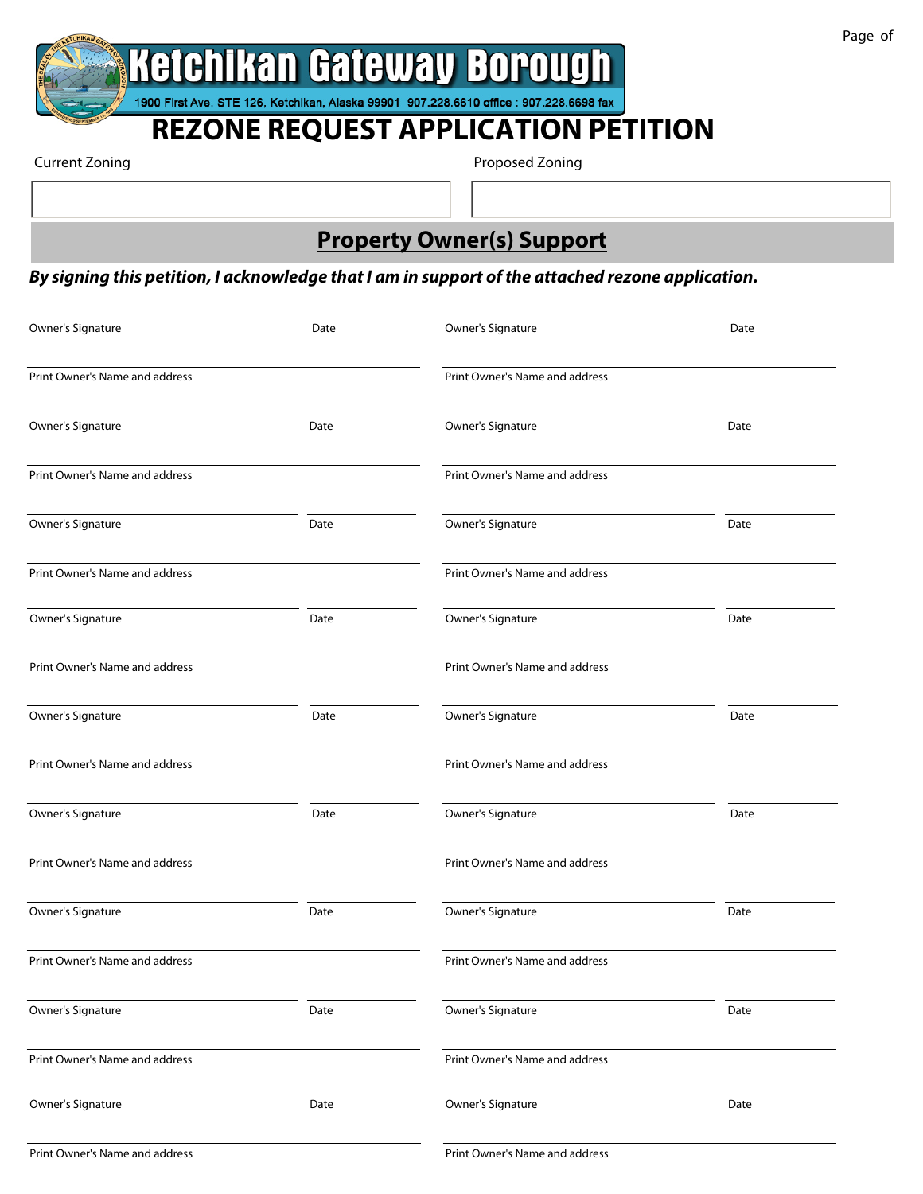Page of

# Ketchikan Gateway Borough

1900 First Ave. STE 126, Ketchikan, Alaska 99901 907.228.6610 office : 907.228.6698 fax

# REZONE REQUEST APPLICATION PETITION

| Current Zoning | Proposed Zoning |
| --- | --- |
| | |

## Property Owner(s) Support

***By signing this petition, I acknowledge that I am in support of the attached rezone application.***

| | | | |
| --- | --- | --- | --- |
| Owner's Signature | Date | Owner's Signature | Date |
| Print Owner's Name and address | | Print Owner's Name and address | |
| Owner's Signature | Date | Owner's Signature | Date |
| Print Owner's Name and address | | Print Owner's Name and address | |
| Owner's Signature | Date | Owner's Signature | Date |
| Print Owner's Name and address | | Print Owner's Name and address | |
| Owner's Signature | Date | Owner's Signature | Date |
| Print Owner's Name and address | | Print Owner's Name and address | |
| Owner's Signature | Date | Owner's Signature | Date |
| Print Owner's Name and address | | Print Owner's Name and address | |
| Owner's Signature | Date | Owner's Signature | Date |
| Print Owner's Name and address | | Print Owner's Name and address | |
| Owner's Signature | Date | Owner's Signature | Date |
| Print Owner's Name and address | | Print Owner's Name and address | |
| Owner's Signature | Date | Owner's Signature | Date |
| Print Owner's Name and address | | Print Owner's Name and address | |
| Owner's Signature | Date | Owner's Signature | Date |
| Print Owner's Name and address | | Print Owner's Name and address | |